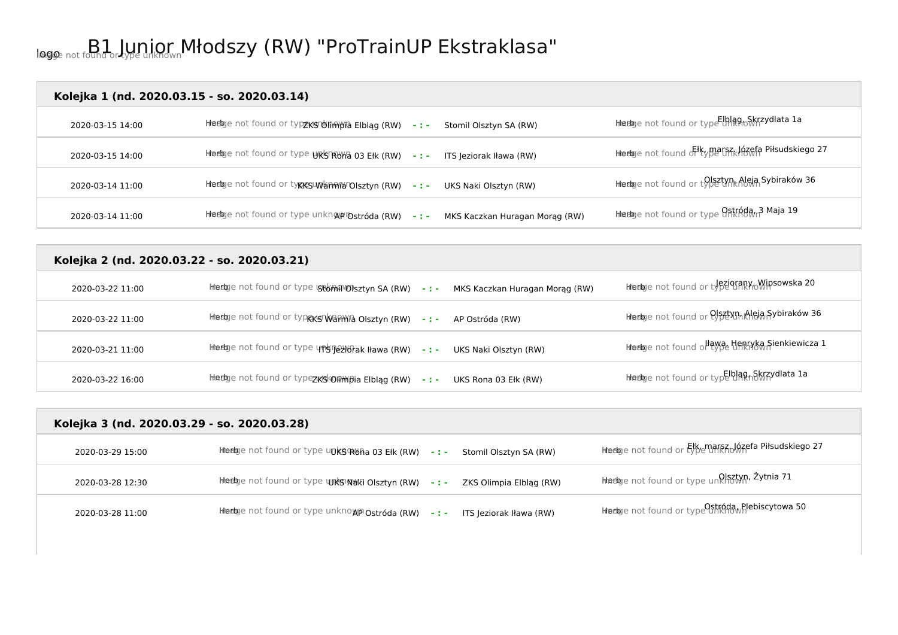# B1 Junior Młodszy (RW) "ProTrainUP Ekstraklasa"

## Kolejka 1 (nd. 2020.03.15 - so. 2020.03.14)

| Data | Gospodarz | Wynik | Gość | Miejsce |
|---|---|---|---|---|
| 2020-03-15 14:00 | ZKS Olimpia Elbląg (RW) | - : - | Stomil Olsztyn SA (RW) | Elbląg, Skrzydlata 1a |
| 2020-03-15 14:00 | UKS Rona 03 Ełk (RW) | - : - | ITS Jeziorak Iława (RW) | Ełk, marsz. Józefa Piłsudskiego 27 |
| 2020-03-14 11:00 | KKS Warmia Olsztyn (RW) | - : - | UKS Naki Olsztyn (RW) | Olsztyn, Aleja Sybiraków 36 |
| 2020-03-14 11:00 | AP Ostróda (RW) | - : - | MKS Kaczkan Huragan Morąg (RW) | Ostróda, 3 Maja 19 |

## Kolejka 2 (nd. 2020.03.22 - so. 2020.03.21)

| Data | Gospodarz | Wynik | Gość | Miejsce |
|---|---|---|---|---|
| 2020-03-22 11:00 | Stomil Olsztyn SA (RW) | - : - | MKS Kaczkan Huragan Morąg (RW) | Jeziorany, Wipsowska 20 |
| 2020-03-22 11:00 | KKS Warmia Olsztyn (RW) | - : - | AP Ostróda (RW) | Olsztyn, Aleja Sybiraków 36 |
| 2020-03-21 11:00 | ITS Jeziorak Iława (RW) | - : - | UKS Naki Olsztyn (RW) | Iława, Henryka Sienkiewicza 1 |
| 2020-03-22 16:00 | ZKS Olimpia Elbląg (RW) | - : - | UKS Rona 03 Ełk (RW) | Elbląg, Skrzydlata 1a |

## Kolejka 3 (nd. 2020.03.29 - so. 2020.03.28)

| Data | Gospodarz | Wynik | Gość | Miejsce |
|---|---|---|---|---|
| 2020-03-29 15:00 | UKS Rona 03 Ełk (RW) | - : - | Stomil Olsztyn SA (RW) | Ełk, marsz. Józefa Piłsudskiego 27 |
| 2020-03-28 12:30 | UKS Naki Olsztyn (RW) | - : - | ZKS Olimpia Elbląg (RW) | Olsztyn, Żytnia 71 |
| 2020-03-28 11:00 | AP Ostróda (RW) | - : - | ITS Jeziorak Iława (RW) | Ostróda, Plebiscytowa 50 |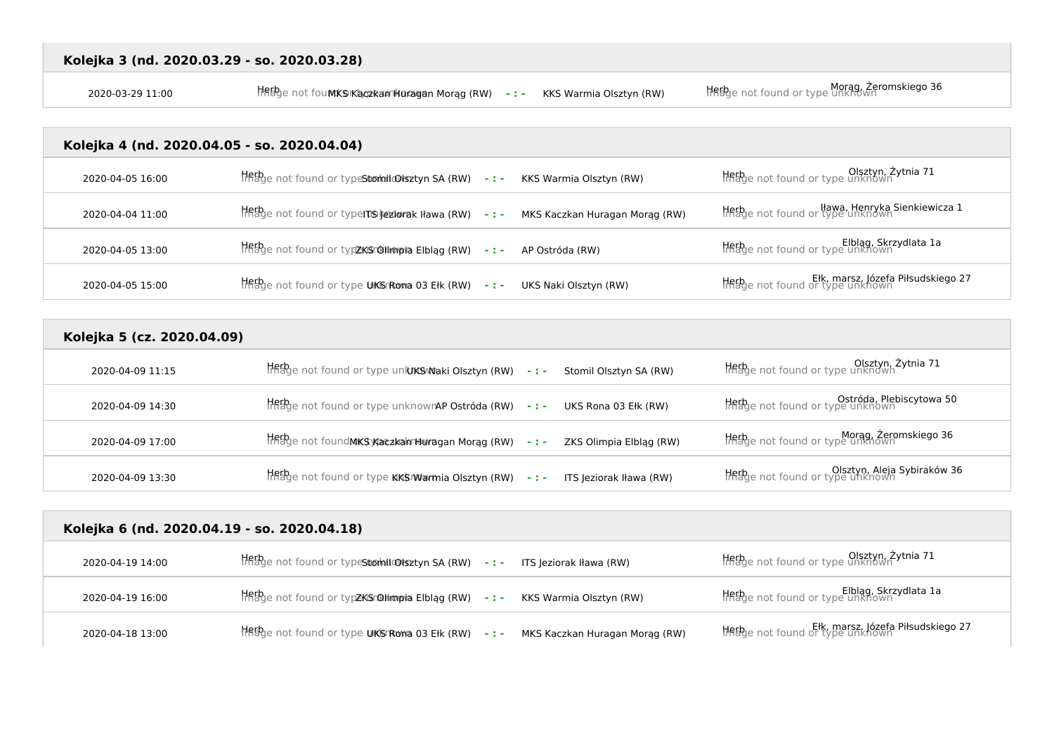### Kolejka 3 (nd. 2020.03.29 - so. 2020.03.28)

| | | | | | | |
|---|---|---|---|---|---|---|
| 2020-03-29 11:00 | Herb | MKS Kaczkan Huragan Morąg (RW) | - : - | KKS Warmia Olsztyn (RW) | Herb | Morąg, Żeromskiego 36 |

### Kolejka 4 (nd. 2020.04.05 - so. 2020.04.04)

| | | | | | | |
|---|---|---|---|---|---|---|
| 2020-04-05 16:00 | Herb | Stomil Olsztyn SA (RW) | - : - | KKS Warmia Olsztyn (RW) | Herb | Olsztyn, Żytnia 71 |
| 2020-04-04 11:00 | Herb | ITS Jeziorak Iława (RW) | - : - | MKS Kaczkan Huragan Morąg (RW) | Herb | Iława, Henryka Sienkiewicza 1 |
| 2020-04-05 13:00 | Herb | ZKS Olimpia Elbląg (RW) | - : - | AP Ostróda (RW) | Herb | Elbląg, Skrzydlata 1a |
| 2020-04-05 15:00 | Herb | UKS Rona 03 Ełk (RW) | - : - | UKS Naki Olsztyn (RW) | Herb | Ełk, marsz. Józefa Piłsudskiego 27 |

### Kolejka 5 (cz. 2020.04.09)

| | | | | | | |
|---|---|---|---|---|---|---|
| 2020-04-09 11:15 | Herb | UKS Naki Olsztyn (RW) | - : - | Stomil Olsztyn SA (RW) | Herb | Olsztyn, Żytnia 71 |
| 2020-04-09 14:30 | Herb | AP Ostróda (RW) | - : - | UKS Rona 03 Ełk (RW) | Herb | Ostróda, Plebiscytowa 50 |
| 2020-04-09 17:00 | Herb | MKS Kaczkan Huragan Morąg (RW) | - : - | ZKS Olimpia Elbląg (RW) | Herb | Morąg, Żeromskiego 36 |
| 2020-04-09 13:30 | Herb | KKS Warmia Olsztyn (RW) | - : - | ITS Jeziorak Iława (RW) | Herb | Olsztyn, Aleja Sybiraków 36 |

### Kolejka 6 (nd. 2020.04.19 - so. 2020.04.18)

| | | | | | | |
|---|---|---|---|---|---|---|
| 2020-04-19 14:00 | Herb | Stomil Olsztyn SA (RW) | - : - | ITS Jeziorak Iława (RW) | Herb | Olsztyn, Żytnia 71 |
| 2020-04-19 16:00 | Herb | ZKS Olimpia Elbląg (RW) | - : - | KKS Warmia Olsztyn (RW) | Herb | Elbląg, Skrzydlata 1a |
| 2020-04-18 13:00 | Herb | UKS Rona 03 Ełk (RW) | - : - | MKS Kaczkan Huragan Morąg (RW) | Herb | Ełk, marsz. Józefa Piłsudskiego 27 |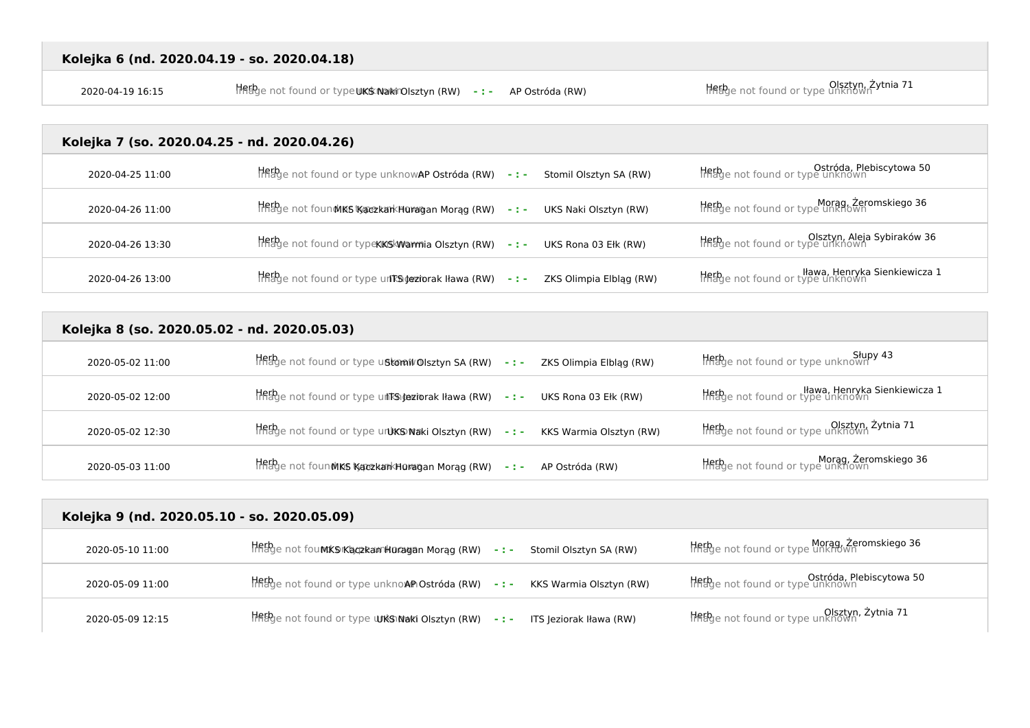### Kolejka 6 (nd. 2020.04.19 - so. 2020.04.18)

| | | | | | |
|---|---|---|---|---|---|
| 2020-04-19 16:15 | Herb UKS Naki Olsztyn (RW) | - : - | AP Ostróda (RW) | Herb | Olsztyn, Żytnia 71 |

### Kolejka 7 (so. 2020.04.25 - nd. 2020.04.26)

| | | | | | |
|---|---|---|---|---|---|
| 2020-04-25 11:00 | Herb AP Ostróda (RW) | - : - | Stomil Olsztyn SA (RW) | Herb | Ostróda, Plebiscytowa 50 |
| 2020-04-26 11:00 | Herb MKS Kaczkan Huragan Morąg (RW) | - : - | UKS Naki Olsztyn (RW) | Herb | Morąg, Żeromskiego 36 |
| 2020-04-26 13:30 | Herb KKS Warmia Olsztyn (RW) | - : - | UKS Rona 03 Ełk (RW) | Herb | Olsztyn, Aleja Sybiraków 36 |
| 2020-04-26 13:00 | Herb ITS Jeziorak Iława (RW) | - : - | ZKS Olimpia Elbląg (RW) | Herb | Iława, Henryka Sienkiewicza 1 |

### Kolejka 8 (so. 2020.05.02 - nd. 2020.05.03)

| | | | | | |
|---|---|---|---|---|---|
| 2020-05-02 11:00 | Herb Stomil Olsztyn SA (RW) | - : - | ZKS Olimpia Elbląg (RW) | Herb | Słupy 43 |
| 2020-05-02 12:00 | Herb ITS Jeziorak Iława (RW) | - : - | UKS Rona 03 Ełk (RW) | Herb | Iława, Henryka Sienkiewicza 1 |
| 2020-05-02 12:30 | Herb UKS Naki Olsztyn (RW) | - : - | KKS Warmia Olsztyn (RW) | Herb | Olsztyn, Żytnia 71 |
| 2020-05-03 11:00 | Herb MKS Kaczkan Huragan Morąg (RW) | - : - | AP Ostróda (RW) | Herb | Morąg, Żeromskiego 36 |

### Kolejka 9 (nd. 2020.05.10 - so. 2020.05.09)

| | | | | | |
|---|---|---|---|---|---|
| 2020-05-10 11:00 | Herb MKS Kaczkan Huragan Morąg (RW) | - : - | Stomil Olsztyn SA (RW) | Herb | Morąg, Żeromskiego 36 |
| 2020-05-09 11:00 | Herb AP Ostróda (RW) | - : - | KKS Warmia Olsztyn (RW) | Herb | Ostróda, Plebiscytowa 50 |
| 2020-05-09 12:15 | Herb UKS Naki Olsztyn (RW) | - : - | ITS Jeziorak Iława (RW) | Herb | Olsztyn, Żytnia 71 |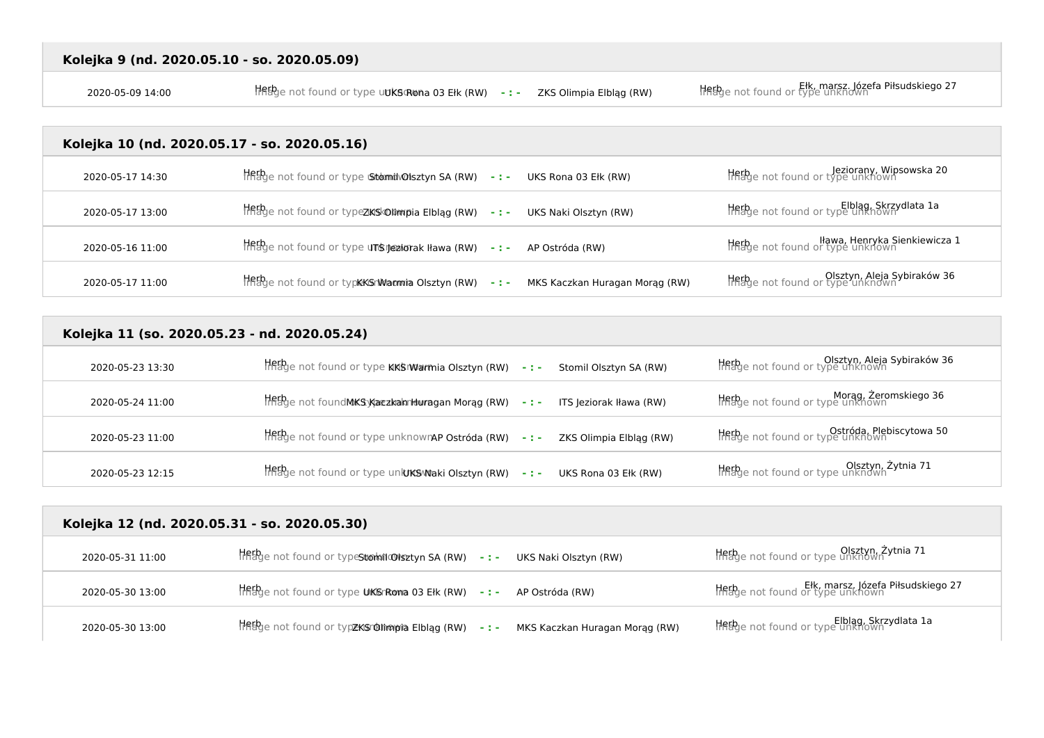## Kolejka 9 (nd. 2020.05.10 - so. 2020.05.09)

| | | | | | |
|---|---|---|---|---|---|
| 2020-05-09 14:00 | Herb Image not found or type unknown UKS Rona 03 Ełk (RW) | - : - | ZKS Olimpia Elbląg (RW) | Herb Image not found or type unknown | Ełk, marsz. Józefa Piłsudskiego 27 |

## Kolejka 10 (nd. 2020.05.17 - so. 2020.05.16)

| | | | | | |
|---|---|---|---|---|---|
| 2020-05-17 14:30 | Herb Image not found or type unknown Stomil Olsztyn SA (RW) | - : - | UKS Rona 03 Ełk (RW) | Herb Image not found or type unknown | Jeziorany, Wipsowska 20 |
| 2020-05-17 13:00 | Herb Image not found or type unknown ZKS Olimpia Elbląg (RW) | - : - | UKS Naki Olsztyn (RW) | Herb Image not found or type unknown | Elbląg, Skrzydlata 1a |
| 2020-05-16 11:00 | Herb Image not found or type unknown ITS Jeziorak Iława (RW) | - : - | AP Ostróda (RW) | Herb Image not found or type unknown | Iława, Henryka Sienkiewicza 1 |
| 2020-05-17 11:00 | Herb Image not found or type unknown KKS Warmia Olsztyn (RW) | - : - | MKS Kaczkan Huragan Morąg (RW) | Herb Image not found or type unknown | Olsztyn, Aleja Sybiraków 36 |

## Kolejka 11 (so. 2020.05.23 - nd. 2020.05.24)

| | | | | | |
|---|---|---|---|---|---|
| 2020-05-23 13:30 | Herb Image not found or type unknown KKS Warmia Olsztyn (RW) | - : - | Stomil Olsztyn SA (RW) | Herb Image not found or type unknown | Olsztyn, Aleja Sybiraków 36 |
| 2020-05-24 11:00 | Herb Image not found or type unknown MKS Kaczkan Huragan Morąg (RW) | - : - | ITS Jeziorak Iława (RW) | Herb Image not found or type unknown | Morąg, Żeromskiego 36 |
| 2020-05-23 11:00 | Herb Image not found or type unknown AP Ostróda (RW) | - : - | ZKS Olimpia Elbląg (RW) | Herb Image not found or type unknown | Ostróda, Plebiscytowa 50 |
| 2020-05-23 12:15 | Herb Image not found or type unknown UKS Naki Olsztyn (RW) | - : - | UKS Rona 03 Ełk (RW) | Herb Image not found or type unknown | Olsztyn, Żytnia 71 |

## Kolejka 12 (nd. 2020.05.31 - so. 2020.05.30)

| | | | | | |
|---|---|---|---|---|---|
| 2020-05-31 11:00 | Herb Image not found or type unknown Stomil Olsztyn SA (RW) | - : - | UKS Naki Olsztyn (RW) | Herb Image not found or type unknown | Olsztyn, Żytnia 71 |
| 2020-05-30 13:00 | Herb Image not found or type unknown UKS Rona 03 Ełk (RW) | - : - | AP Ostróda (RW) | Herb Image not found or type unknown | Ełk, marsz. Józefa Piłsudskiego 27 |
| 2020-05-30 13:00 | Herb Image not found or type unknown ZKS Olimpia Elbląg (RW) | - : - | MKS Kaczkan Huragan Morąg (RW) | Herb Image not found or type unknown | Elbląg, Skrzydlata 1a |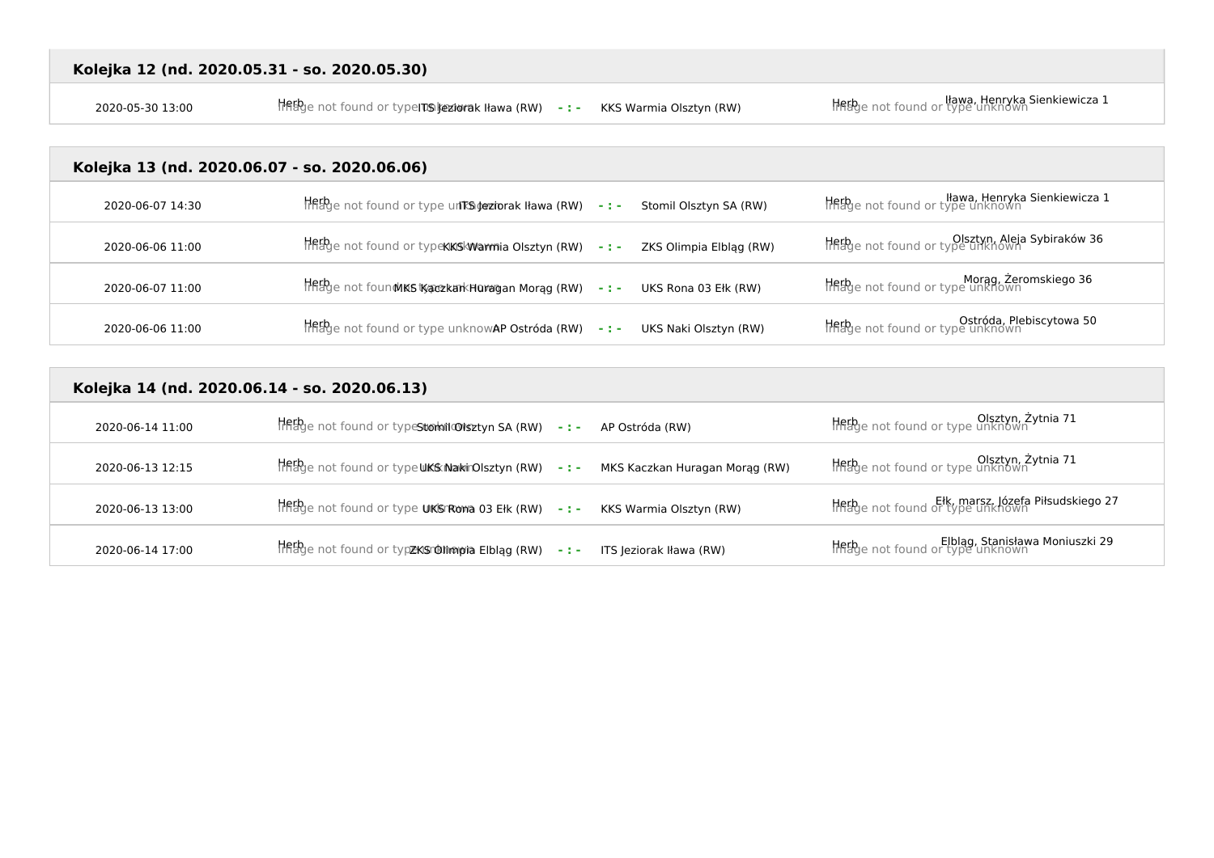### Kolejka 12 (nd. 2020.05.31 - so. 2020.05.30)

| | | | | | |
|---|---|---|---|---|---|
| 2020-05-30 13:00 | Herb Image not found or type unknown | ITS Jeziorak Iława (RW) | - : - | KKS Warmia Olsztyn (RW) | Herb Image not found or type unknown | Iława, Henryka Sienkiewicza 1 |

### Kolejka 13 (nd. 2020.06.07 - so. 2020.06.06)

| | | | | | | |
|---|---|---|---|---|---|---|
| 2020-06-07 14:30 | Herb Image not found or type unknown | ITS Jeziorak Iława (RW) | - : - | Stomil Olsztyn SA (RW) | Herb Image not found or type unknown | Iława, Henryka Sienkiewicza 1 |
| 2020-06-06 11:00 | Herb Image not found or type unknown | KKS Warmia Olsztyn (RW) | - : - | ZKS Olimpia Elbląg (RW) | Herb Image not found or type unknown | Olsztyn, Aleja Sybiraków 36 |
| 2020-06-07 11:00 | Herb Image not found or type unknown | MKS Kaczkan Huragan Morąg (RW) | - : - | UKS Rona 03 Ełk (RW) | Herb Image not found or type unknown | Morąg, Żeromskiego 36 |
| 2020-06-06 11:00 | Herb Image not found or type unknown | AP Ostróda (RW) | - : - | UKS Naki Olsztyn (RW) | Herb Image not found or type unknown | Ostróda, Plebiscytowa 50 |

### Kolejka 14 (nd. 2020.06.14 - so. 2020.06.13)

| | | | | | | |
|---|---|---|---|---|---|---|
| 2020-06-14 11:00 | Herb Image not found or type unknown | Stomil Olsztyn SA (RW) | - : - | AP Ostróda (RW) | Herb Image not found or type unknown | Olsztyn, Żytnia 71 |
| 2020-06-13 12:15 | Herb Image not found or type unknown | UKS Naki Olsztyn (RW) | - : - | MKS Kaczkan Huragan Morąg (RW) | Herb Image not found or type unknown | Olsztyn, Żytnia 71 |
| 2020-06-13 13:00 | Herb Image not found or type unknown | UKS Rona 03 Ełk (RW) | - : - | KKS Warmia Olsztyn (RW) | Herb Image not found or type unknown | Ełk, marsz. Józefa Piłsudskiego 27 |
| 2020-06-14 17:00 | Herb Image not found or type unknown | ZKS Olimpia Elbląg (RW) | - : - | ITS Jeziorak Iława (RW) | Herb Image not found or type unknown | Elbląg, Stanisława Moniuszki 29 |